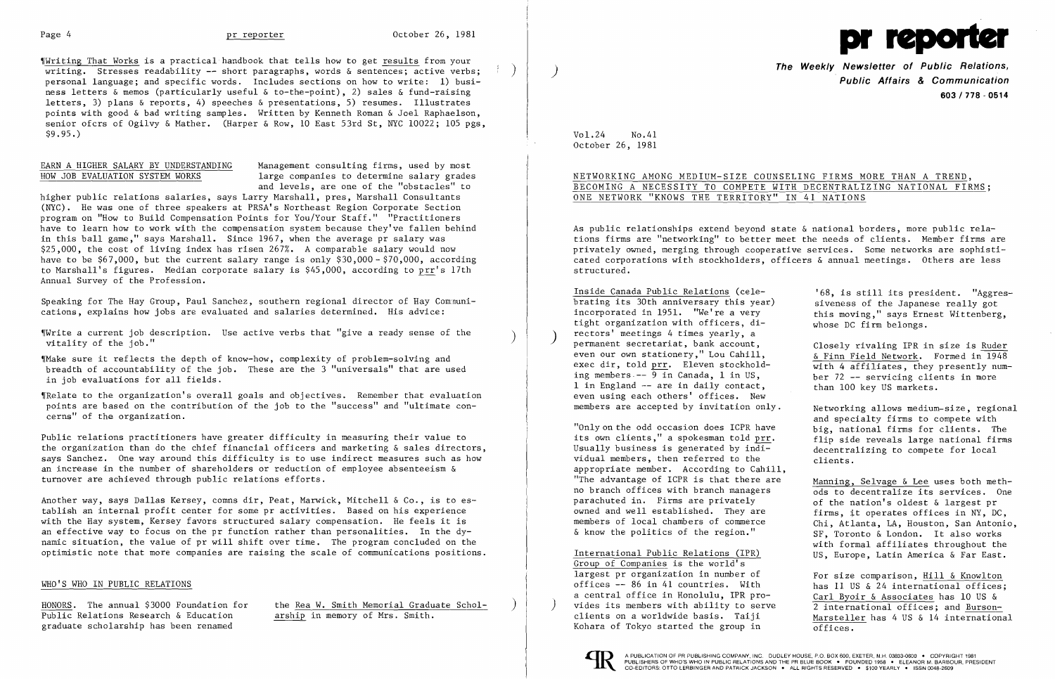¶Writing That Works is a practical handbook that tells how to get results from your writing. Stresses readability -- short paragraphs, words & sentences; active verbs; personal language; and specific words. Includes sections on how to write: 1) business letters & memos (particularly useful & to-the-point), 2) sales & fund-raising letters, 3) plans & reports, 4) speeches & presentations, 5) resumes. Illustrates points with good & bad writing samples. Written by Kenneth Roman & Joel Raphaelson, senior ofcrs of Ogilvy & Mather. (Harper & Row, 10 East 53rd St, NYC 10022; 105 pgs, $9.95.)

## EARN A HIGHER SALARY BY UNDERSTANDING HOW JOB EVALUATION SYSTEM WORKS

Management consulting firms, used by most large companies to determine salary grades and levels, are one of the "obstacles" to higher public relations salaries, says Larry Marshall, pres, Marshall Consultants (NYC). He was one of three speakers at PRSA's Northeast Region Corporate Section program on "How to Build Compensation Points for You/Your Staff." "Practitioners have to learn how to work with the compensation system because they've fallen behind in this ball game," says Marshall. Since 1967, when the average pr salary was $25,000, the cost of living index has risen 267%. A comparable salary would now have to be $67,000, but the current salary range is only $30,000 - $70,000, according to Marshall's figures. Median corporate salary is $45,000, according to prr's 17th Annual Survey of the Profession.

Speaking for The Hay Group, Paul Sanchez, southern regional director of Hay Communications, explains how jobs are evaluated and salaries determined. His advice:

¶Write a current job description. Use active verbs that "give a ready sense of the vitality of the job."

¶Make sure it reflects the depth of know-how, complexity of problem-solving and breadth of accountability of the job. These are the 3 "universals" that are used in job evaluations for all fields.

¶Relate to the organization's overall goals and objectives. Remember that evaluation points are based on the contribution of the job to the "success" and "ultimate concerns" of the organization.

Public relations practitioners have greater difficulty in measuring their value to the organization than do the chief financial officers and marketing & sales directors, says Sanchez. One way around this difficulty is to use indirect measures such as how an increase in the number of shareholders or reduction of employee absenteeism & turnover are achieved through public relations efforts.

Another way, says Dallas Kersey, comns dir, Peat, Marwick, Mitchell & Co., is to establish an internal profit center for some pr activities. Based on his experience with the Hay system, Kersey favors structured salary compensation. He feels it is an effective way to focus on the pr function rather than personalities. In the dynamic situation, the value of pr will shift over time. The program concluded on the optimistic note that more companies are raising the scale of communications positions.

## WHO'S WHO IN PUBLIC RELATIONS

HONORS. The annual $3000 Foundation for Public Relations Research & Education graduate scholarship has been renamed the Rea W. Smith Memorial Graduate Scholarship in memory of Mrs. Smith.

# pr reporter

**The Weekly Newsletter of Public Relations, Public Affairs & Communication**
**603 / 778 - 0514**

Vol.24 No.41
October 26, 1981

## NETWORKING AMONG MEDIUM-SIZE COUNSELING FIRMS MORE THAN A TREND, BECOMING A NECESSITY TO COMPETE WITH DECENTRALIZING NATIONAL FIRMS; ONE NETWORK "KNOWS THE TERRITORY" IN 41 NATIONS

As public relationships extend beyond state & national borders, more public relations firms are "networking" to better meet the needs of clients. Member firms are privately owned, merging through cooperative services. Some networks are sophisticated corporations with stockholders, officers & annual meetings. Others are less structured.

Inside Canada Public Relations (celebrating its 30th anniversary this year) incorporated in 1951. "We're a very tight organization with officers, directors' meetings 4 times yearly, a permanent secretariat, bank account, even our own stationery," Lou Cahill, exec dir, told prr. Eleven stockholding members -- 9 in Canada, 1 in US, 1 in England -- are in daily contact, even using each others' offices. New members are accepted by invitation only.

"Only on the odd occasion does ICPR have its own clients," a spokesman told prr. Usually business is generated by individual members, then referred to the appropriate member. According to Cahill, "The advantage of ICPR is that there are no branch offices with branch managers parachuted in. Firms are privately owned and well established. They are members of local chambers of commerce & know the politics of the region."

International Public Relations (IPR) Group of Companies is the world's largest pr organization in number of offices -- 86 in 41 countries. With a central office in Honolulu, IPR provides its members with ability to serve clients on a worldwide basis. Taiji Kohara of Tokyo started the group in '68, is still its president. "Aggressiveness of the Japanese really got this moving," says Ernest Wittenberg, whose DC firm belongs.

Closely rivaling IPR in size is Ruder & Finn Field Network. Formed in 1948 with 4 affiliates, they presently number 72 -- servicing clients in more than 100 key US markets.

Networking allows medium-size, regional and specialty firms to compete with big, national firms for clients. The flip side reveals large national firms decentralizing to compete for local clients.

Manning, Selvage & Lee uses both methods to decentralize its services. One of the nation's oldest & largest pr firms, it operates offices in NY, DC, Chi, Atlanta, LA, Houston, San Antonio, SF, Toronto & London. It also works with formal affiliates throughout the US, Europe, Latin America & Far East.

For size comparison, Hill & Knowlton has 11 US & 24 international offices; Carl Byoir & Associates has 10 US & 2 international offices; and Burson-Marsteller has 4 US & 14 international offices.

A PUBLICATION OF PR PUBLISHING COMPANY, INC. DUDLEY HOUSE, P.O. BOX 600, EXETER, N.H. 03833-0600 • COPYRIGHT 1981 PUBLISHERS OF WHO'S WHO IN PUBLIC RELATIONS AND THE PR BLUE BOOK • FOUNDED 1958 • ELEANOR M. BARBOUR, PRESIDENT CO-EDITORS: OTTO LERBINGER AND PATRICK JACKSON • ALL RIGHTS RESERVED • $100 YEARLY • ISSN 0048-2609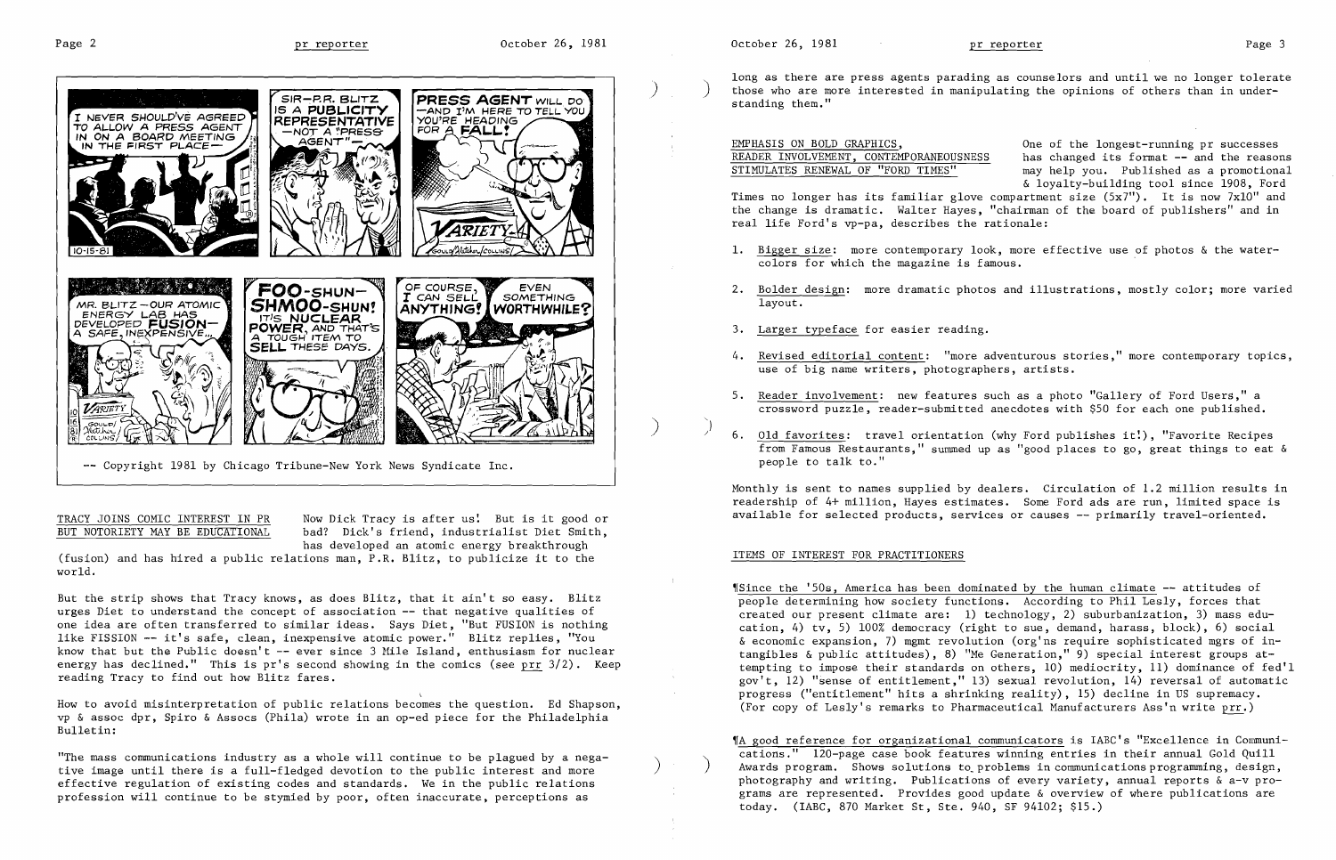-- Copyright 1981 by Chicago Tribune-New York News Syndicate Inc.

TRACY JOINS COMIC INTEREST IN PR BUT NOTORIETY MAY BE EDUCATIONAL

Now Dick Tracy is after us! But is it good or bad? Dick's friend, industrialist Diet Smith, has developed an atomic energy breakthrough (fusion) and has hired a public relations man, P.R. Blitz, to publicize it to the world.

But the strip shows that Tracy knows, as does Blitz, that it ain't so easy. Blitz urges Diet to understand the concept of association -- that negative qualities of one idea are often transferred to similar ideas. Says Diet, "But FUSION is nothing like FISSION -- it's safe, clean, inexpensive atomic power." Blitz replies, "You know that but the Public doesn't -- ever since 3 Mile Island, enthusiasm for nuclear energy has declined." This is pr's second showing in the comics (see prr 3/2). Keep reading Tracy to find out how Blitz fares.

How to avoid misinterpretation of public relations becomes the question. Ed Shapson, vp & assoc dpr, Spiro & Assocs (Phila) wrote in an op-ed piece for the Philadelphia Bulletin:

"The mass communications industry as a whole will continue to be plagued by a negative image until there is a full-fledged devotion to the public interest and more effective regulation of existing codes and standards. We in the public relations profession will continue to be stymied by poor, often inaccurate, perceptions as long as there are press agents parading as counselors and until we no longer tolerate those who are more interested in manipulating the opinions of others than in understanding them."

EMPHASIS ON BOLD GRAPHICS, READER INVOLVEMENT, CONTEMPORANEOUSNESS STIMULATES RENEWAL OF "FORD TIMES"

One of the longest-running pr successes has changed its format -- and the reasons may help you. Published as a promotional & loyalty-building tool since 1908, Ford Times no longer has its familiar glove compartment size (5x7"). It is now 7x10" and the change is dramatic. Walter Hayes, "chairman of the board of publishers" and in real life Ford's vp-pa, describes the rationale:

1. Bigger size: more contemporary look, more effective use of photos & the watercolors for which the magazine is famous.

2. Bolder design: more dramatic photos and illustrations, mostly color; more varied layout.

3. Larger typeface for easier reading.

4. Revised editorial content: "more adventurous stories," more contemporary topics, use of big name writers, photographers, artists.

5. Reader involvement: new features such as a photo "Gallery of Ford Users," a crossword puzzle, reader-submitted anecdotes with $50 for each one published.

6. Old favorites: travel orientation (why Ford publishes it!), "Favorite Recipes from Famous Restaurants," summed up as "good places to go, great things to eat & people to talk to."

Monthly is sent to names supplied by dealers. Circulation of 1.2 million results in readership of 4+ million, Hayes estimates. Some Ford ads are run, limited space is available for selected products, services or causes -- primarily travel-oriented.

## ITEMS OF INTEREST FOR PRACTITIONERS

¶Since the '50s, America has been dominated by the human climate -- attitudes of people determining how society functions. According to Phil Lesly, forces that created our present climate are: 1) technology, 2) suburbanization, 3) mass education, 4) tv, 5) 100% democracy (right to sue, demand, harass, block), 6) social & economic expansion, 7) mgmt revolution (org'ns require sophisticated mgrs of intangibles & public attitudes), 8) "Me Generation," 9) special interest groups attempting to impose their standards on others, 10) mediocrity, 11) dominance of fed'l gov't, 12) "sense of entitlement," 13) sexual revolution, 14) reversal of automatic progress ("entitlement" hits a shrinking reality), 15) decline in US supremacy. (For copy of Lesly's remarks to Pharmaceutical Manufacturers Ass'n write prr.)

¶A good reference for organizational communicators is IABC's "Excellence in Communications." 120-page case book features winning entries in their annual Gold Quill Awards program. Shows solutions to problems in communications programming, design, photography and writing. Publications of every variety, annual reports & a-v programs are represented. Provides good update & overview of where publications are today. (IABC, 870 Market St, Ste. 940, SF 94102; $15.)